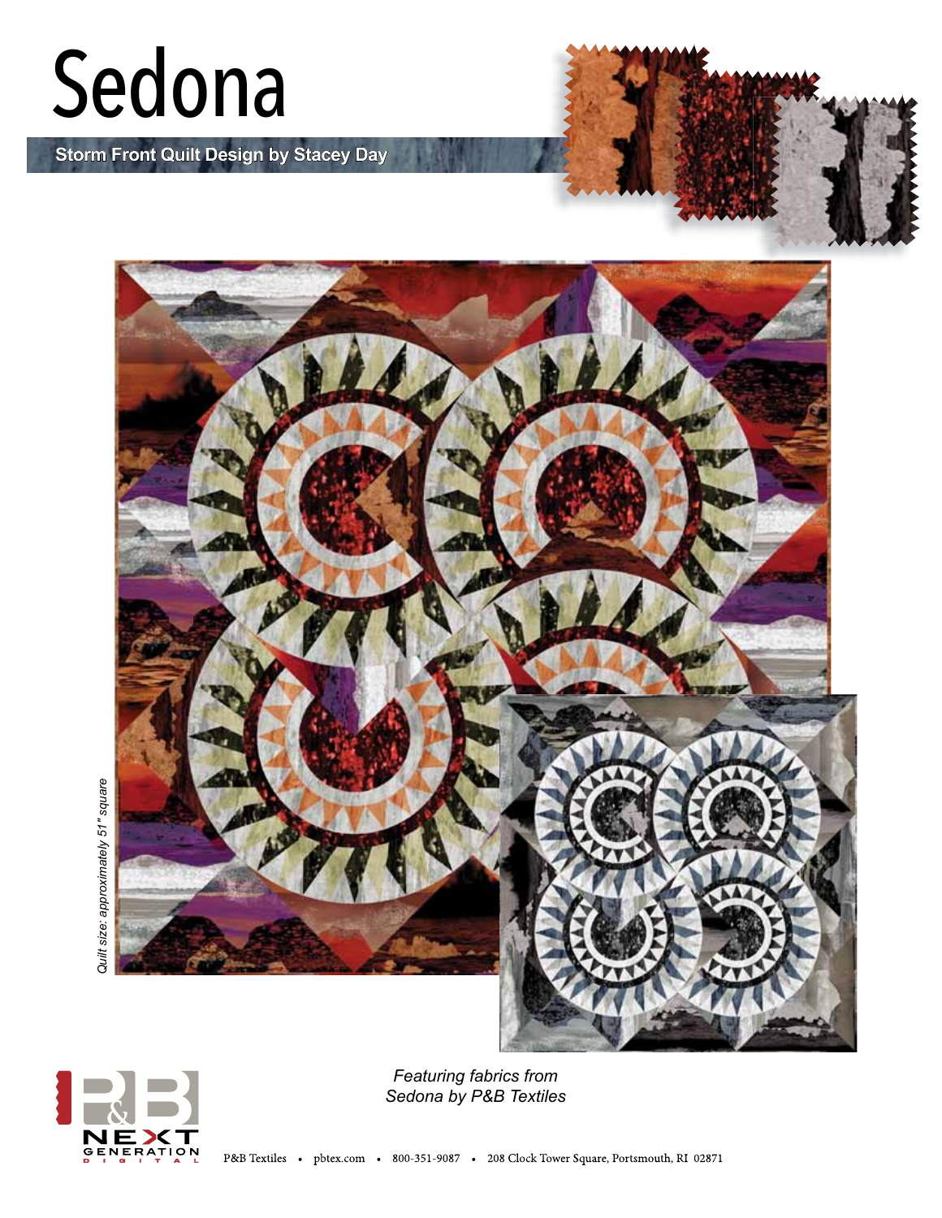# Sedona

**Storm Front Quilt Design by Stacey Day**

*Quilt size: approximately 51" square*

*Featuring fabrics from Sedona by P&B Textiles*

P&B NEXT GENERATION DIGITAL

P&B Textiles • pbtex.com • 800-351-9087 • 208 Clock Tower Square, Portsmouth, RI 02871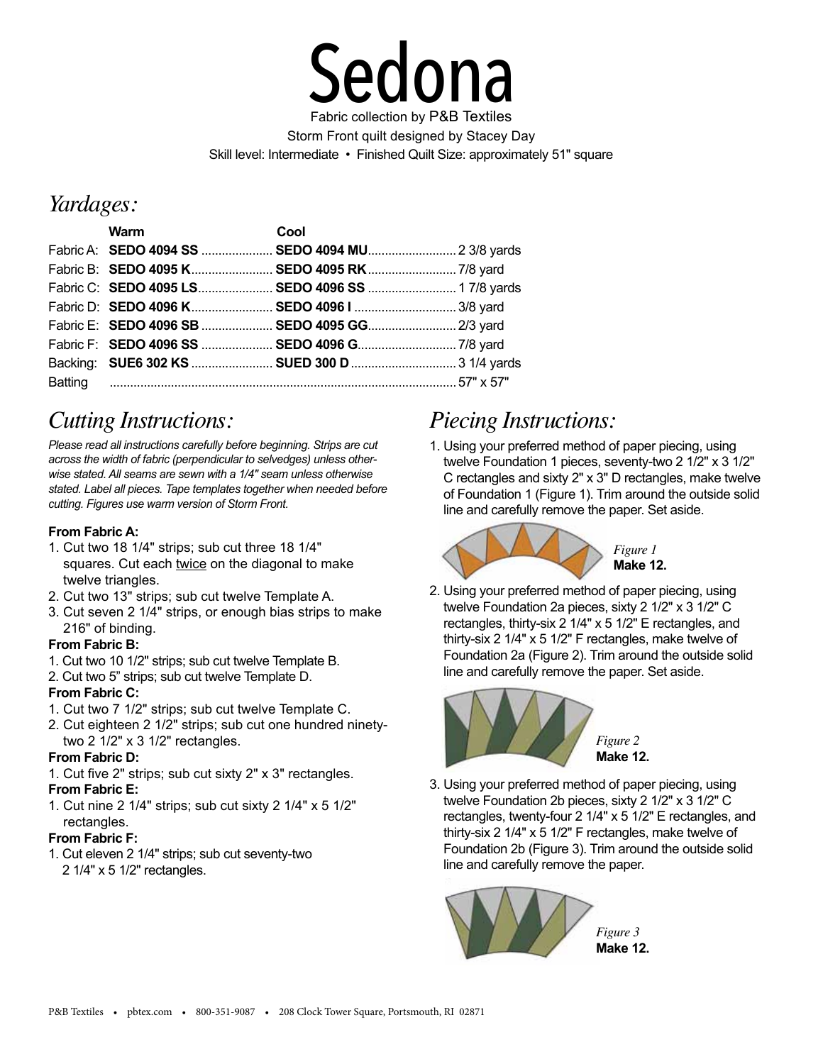# Sedona

Fabric collection by P&B Textiles

Storm Front quilt designed by Stacey Day

Skill level: Intermediate • Finished Quilt Size: approximately 51" square

## *Yardages:*

| | Warm | Cool | |
|---|---|---|---|
| Fabric A: | **SEDO 4094 SS** | **SEDO 4094 MU** | 2 3/8 yards |
| Fabric B: | **SEDO 4095 K** | **SEDO 4095 RK** | 7/8 yard |
| Fabric C: | **SEDO 4095 LS** | **SEDO 4096 SS** | 1 7/8 yards |
| Fabric D: | **SEDO 4096 K** | **SEDO 4096 I** | 3/8 yard |
| Fabric E: | **SEDO 4096 SB** | **SEDO 4095 GG** | 2/3 yard |
| Fabric F: | **SEDO 4096 SS** | **SEDO 4096 G** | 7/8 yard |
| Backing: | **SUE6 302 KS** | **SUED 300 D** | 3 1/4 yards |
| Batting | | | 57" x 57" |

## *Cutting Instructions:*

*Please read all instructions carefully before beginning. Strips are cut across the width of fabric (perpendicular to selvedges) unless otherwise stated. All seams are sewn with a 1/4" seam unless otherwise stated. Label all pieces. Tape templates together when needed before cutting. Figures use warm version of Storm Front.*

**From Fabric A:**

1. Cut two 18 1/4" strips; sub cut three 18 1/4" squares. Cut each twice on the diagonal to make twelve triangles.
2. Cut two 13" strips; sub cut twelve Template A.
3. Cut seven 2 1/4" strips, or enough bias strips to make 216" of binding.

**From Fabric B:**

1. Cut two 10 1/2" strips; sub cut twelve Template B.
2. Cut two 5" strips; sub cut twelve Template D.

**From Fabric C:**

1. Cut two 7 1/2" strips; sub cut twelve Template C.
2. Cut eighteen 2 1/2" strips; sub cut one hundred ninety-two 2 1/2" x 3 1/2" rectangles.

**From Fabric D:**

1. Cut five 2" strips; sub cut sixty 2" x 3" rectangles.

**From Fabric E:**

1. Cut nine 2 1/4" strips; sub cut sixty 2 1/4" x 5 1/2" rectangles.

**From Fabric F:**

1. Cut eleven 2 1/4" strips; sub cut seventy-two 2 1/4" x 5 1/2" rectangles.

## *Piecing Instructions:*

1. Using your preferred method of paper piecing, using twelve Foundation 1 pieces, seventy-two 2 1/2" x 3 1/2" C rectangles and sixty 2" x 3" D rectangles, make twelve of Foundation 1 (Figure 1). Trim around the outside solid line and carefully remove the paper. Set aside.

*Figure 1*
**Make 12.**

2. Using your preferred method of paper piecing, using twelve Foundation 2a pieces, sixty 2 1/2" x 3 1/2" C rectangles, thirty-six 2 1/4" x 5 1/2" E rectangles, and thirty-six 2 1/4" x 5 1/2" F rectangles, make twelve of Foundation 2a (Figure 2). Trim around the outside solid line and carefully remove the paper. Set aside.

*Figure 2*
**Make 12.**

3. Using your preferred method of paper piecing, using twelve Foundation 2b pieces, sixty 2 1/2" x 3 1/2" C rectangles, twenty-four 2 1/4" x 5 1/2" E rectangles, and thirty-six 2 1/4" x 5 1/2" F rectangles, make twelve of Foundation 2b (Figure 3). Trim around the outside solid line and carefully remove the paper.

*Figure 3*
**Make 12.**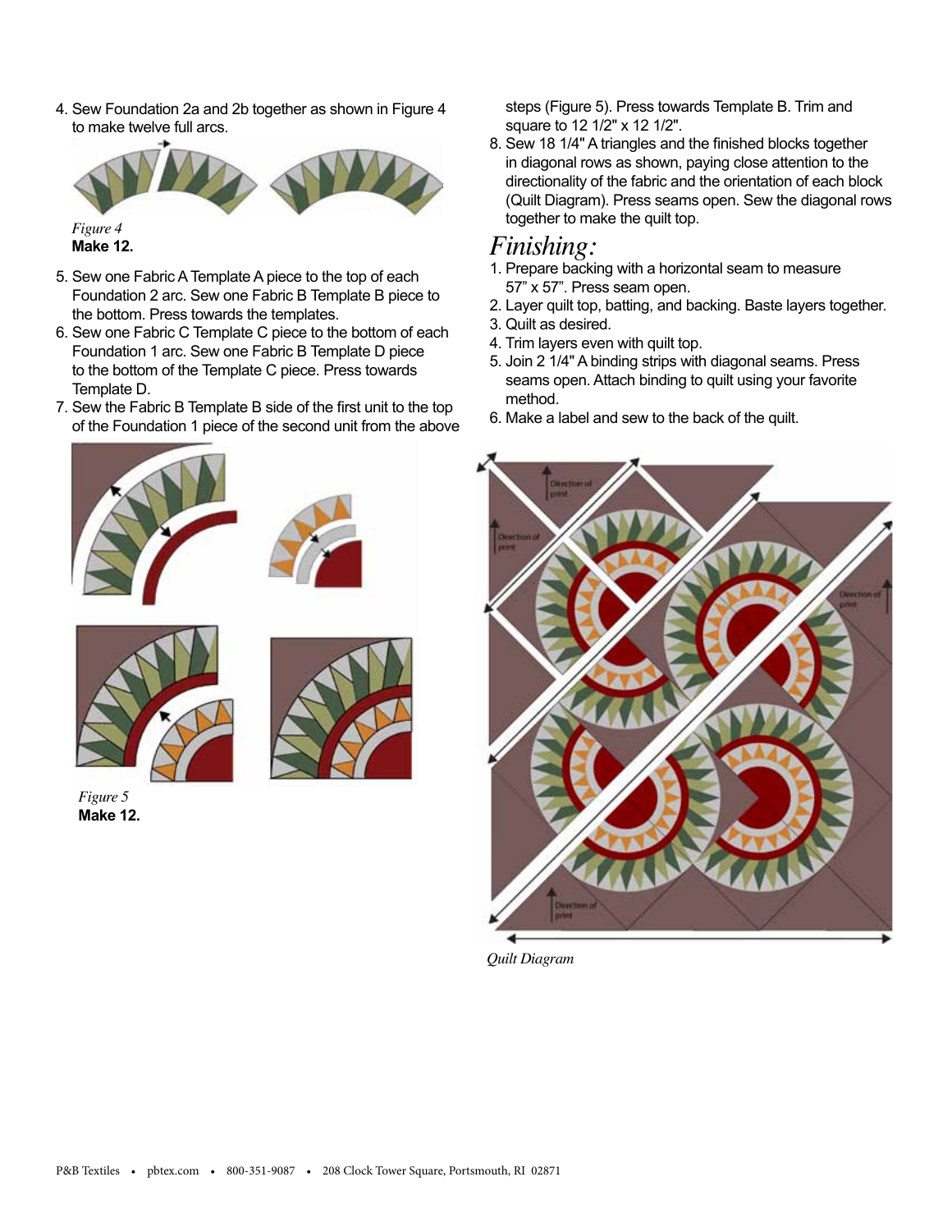4. Sew Foundation 2a and 2b together as shown in Figure 4 to make twelve full arcs.

*Figure 4*
**Make 12.**

5. Sew one Fabric A Template A piece to the top of each Foundation 2 arc. Sew one Fabric B Template B piece to the bottom. Press towards the templates.
6. Sew one Fabric C Template C piece to the bottom of each Foundation 1 arc. Sew one Fabric B Template D piece to the bottom of the Template C piece. Press towards Template D.
7. Sew the Fabric B Template B side of the first unit to the top of the Foundation 1 piece of the second unit from the above steps (Figure 5). Press towards Template B. Trim and square to 12 1/2" x 12 1/2".
8. Sew 18 1/4" A triangles and the finished blocks together in diagonal rows as shown, paying close attention to the directionality of the fabric and the orientation of each block (Quilt Diagram). Press seams open. Sew the diagonal rows together to make the quilt top.

*Figure 5*
**Make 12.**

## *Finishing:*

1. Prepare backing with a horizontal seam to measure 57" x 57". Press seam open.
2. Layer quilt top, batting, and backing. Baste layers together.
3. Quilt as desired.
4. Trim layers even with quilt top.
5. Join 2 1/4" A binding strips with diagonal seams. Press seams open. Attach binding to quilt using your favorite method.
6. Make a label and sew to the back of the quilt.

*Quilt Diagram*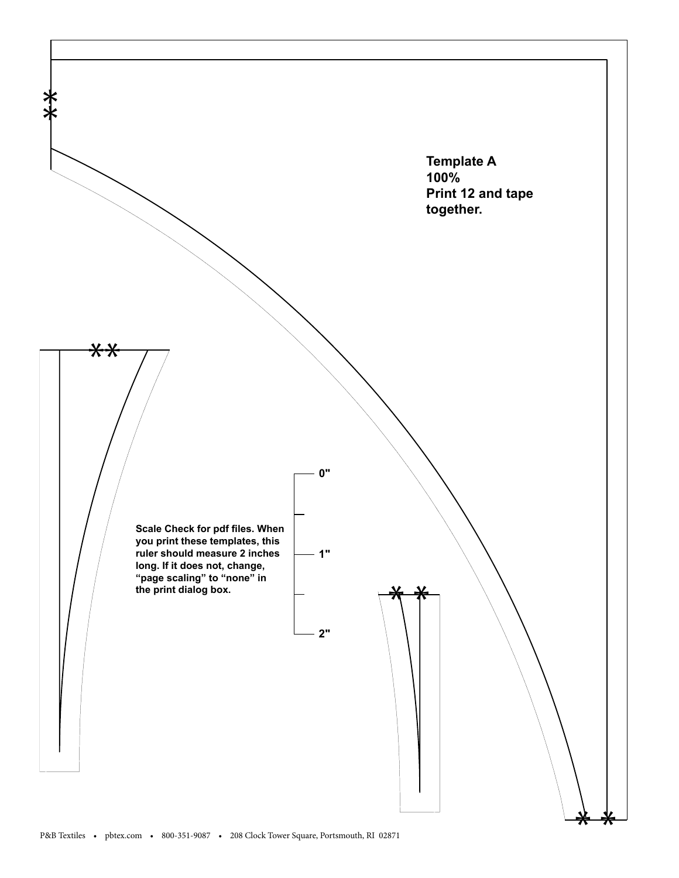**Template A**
**100%**
**Print 12 and tape together.**

0"

1"

2"

**Scale Check for pdf files. When you print these templates, this ruler should measure 2 inches long. If it does not, change, "page scaling" to "none" in the print dialog box.**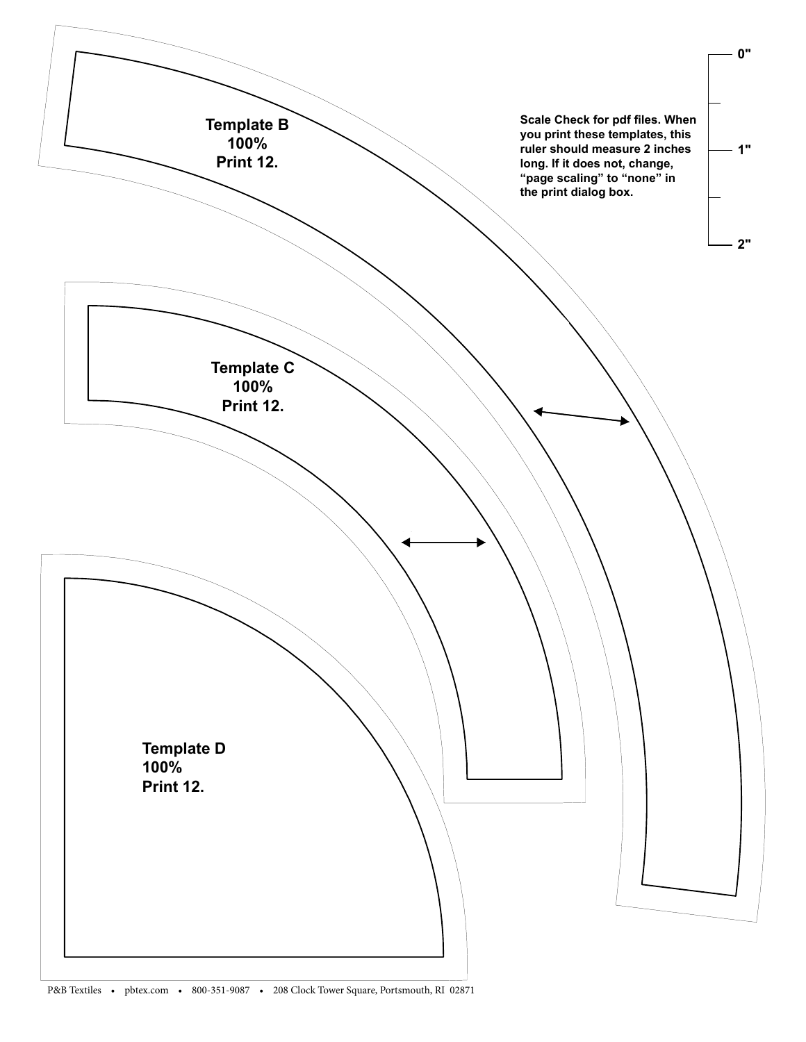Template B
100%
Print 12.

Scale Check for pdf files. When you print these templates, this ruler should measure 2 inches long. If it does not, change, “page scaling” to “none” in the print dialog box.

0"

1"

2"

Template C
100%
Print 12.

Template D
100%
Print 12.

P&B Textiles • pbtex.com • 800-351-9087 • 208 Clock Tower Square, Portsmouth, RI 02871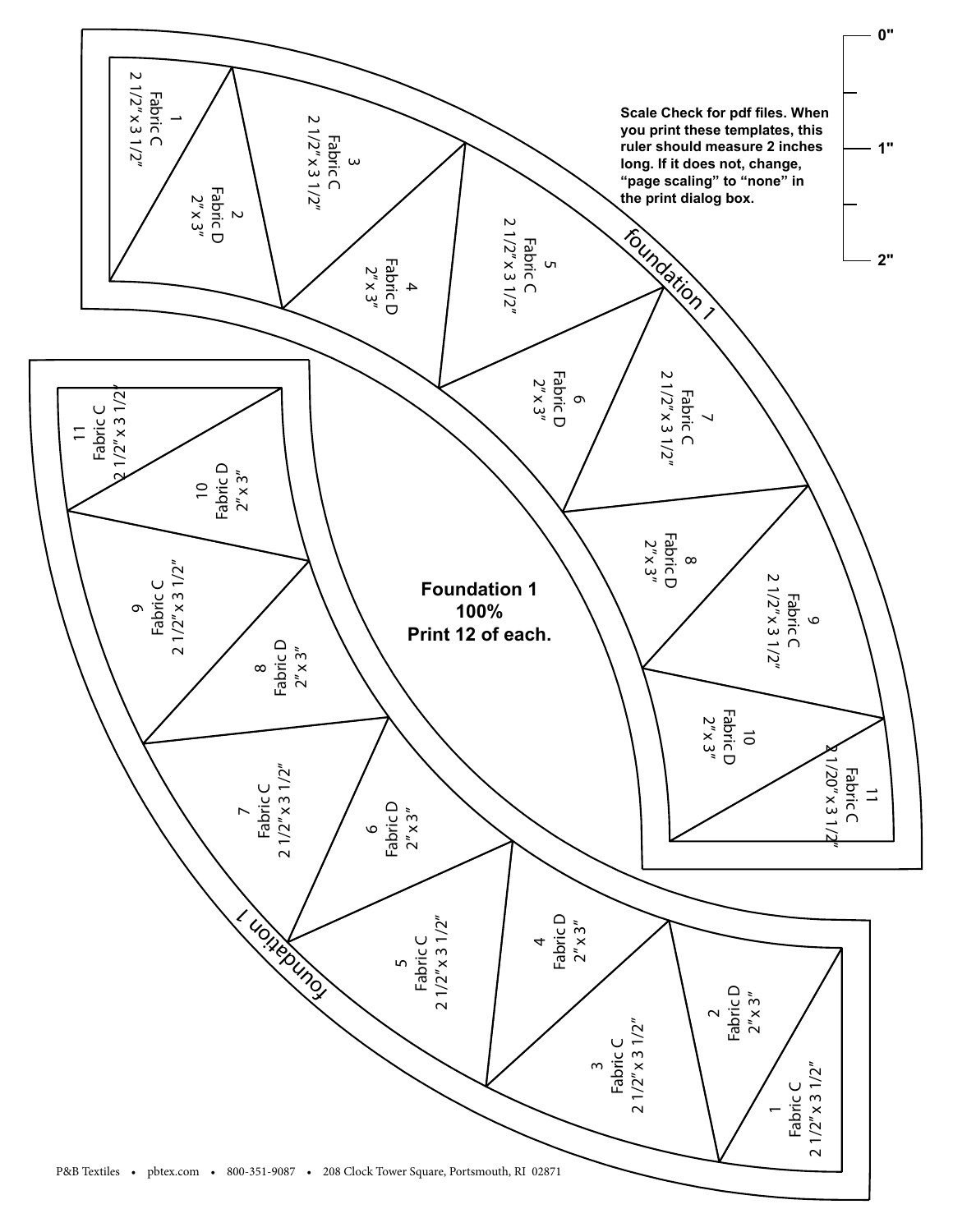0"

1"

2"

Scale Check for pdf files. When you print these templates, this ruler should measure 2 inches long. If it does not, change, "page scaling" to "none" in the print dialog box.

foundation 1

1
Fabric C
2 1/2" x 3 1/2"

2
Fabric D
2" x 3"

3
Fabric C
2 1/2" x 3 1/2"

4
Fabric D
2" x 3"

5
Fabric C
2 1/2" x 3 1/2"

6
Fabric D
2" x 3"

7
Fabric C
2 1/2" x 3 1/2"

8
Fabric D
2" x 3"

9
Fabric C
2 1/2" x 3 1/2"

10
Fabric D
2" x 3"

11
Fabric C
2 1/20" x 3 1/2"

**Foundation 1**
**100%**
**Print 12 of each.**

foundation 1

11
Fabric C
2 1/2" x 3 1/2"

10
Fabric D
2" x 3"

9
Fabric C
2 1/2" x 3 1/2"

8
Fabric D
2" x 3"

7
Fabric C
2 1/2" x 3 1/2"

6
Fabric D
2" x 3"

5
Fabric C
2 1/2" x 3 1/2"

4
Fabric D
2" x 3"

3
Fabric C
2 1/2" x 3 1/2"

2
Fabric D
2" x 3"

1
Fabric C
2 1/2" x 3 1/2"

P&B Textiles • pbtex.com • 800-351-9087 • 208 Clock Tower Square, Portsmouth, RI 02871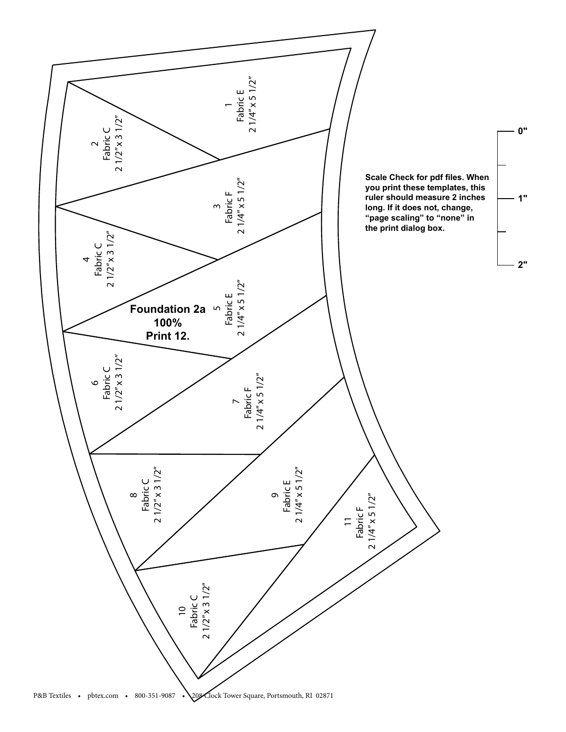**Foundation 2a**
**100%**
**Print 12.**

1
Fabric E
2 1/4" x 5 1/2"

2
Fabric C
2 1/2" x 3 1/2"

3
Fabric F
2 1/4" x 5 1/2"

4
Fabric C
2 1/2" x 3 1/2"

5
Fabric E
2 1/4" x 5 1/2"

6
Fabric C
2 1/2" x 3 1/2"

7
Fabric F
2 1/4" x 5 1/2"

8
Fabric C
2 1/2" x 3 1/2"

9
Fabric E
2 1/4" x 5 1/2"

10
Fabric C
2 1/2" x 3 1/2"

11
Fabric F
2 1/4" x 5 1/2"

**Scale Check for pdf files. When you print these templates, this ruler should measure 2 inches long. If it does not, change, "page scaling" to "none" in the print dialog box.**

**0"**

**1"**

**2"**

P&B Textiles • pbtex.com • 800-351-9087 • 208 Clock Tower Square, Portsmouth, RI 02871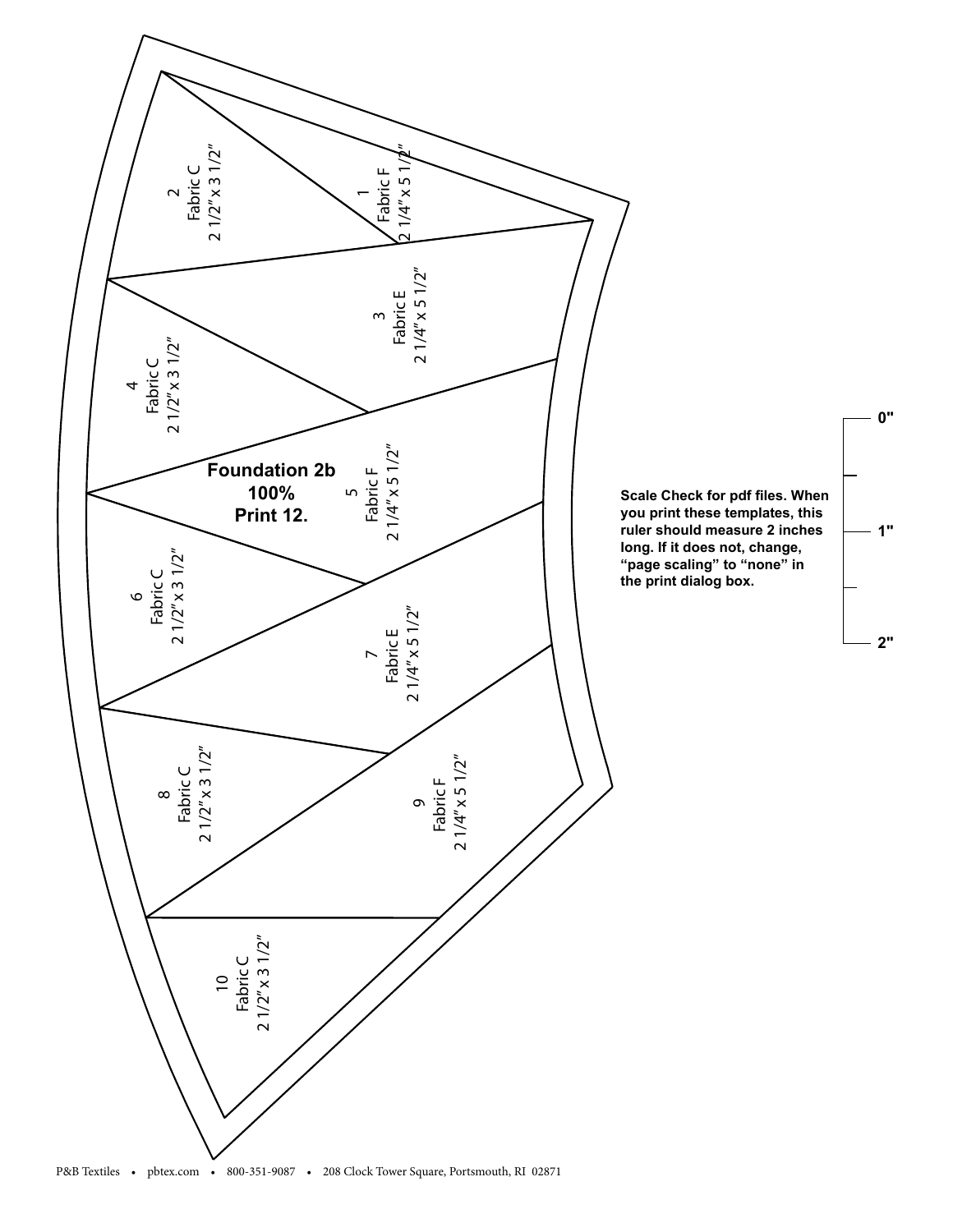**Foundation 2b**
**100%**
**Print 12.**

1
Fabric F
2 1/4" x 5 1/2"

2
Fabric C
2 1/2" x 3 1/2"

3
Fabric E
2 1/4" x 5 1/2"

4
Fabric C
2 1/2" x 3 1/2"

5
Fabric F
2 1/4" x 5 1/2"

6
Fabric C
2 1/2" x 3 1/2"

7
Fabric E
2 1/4" x 5 1/2"

8
Fabric C
2 1/2" x 3 1/2"

9
Fabric F
2 1/4" x 5 1/2"

10
Fabric C
2 1/2" x 3 1/2"

**Scale Check for pdf files. When you print these templates, this ruler should measure 2 inches long. If it does not, change, "page scaling" to "none" in the print dialog box.**

**0"**
**1"**
**2"**

P&B Textiles • pbtex.com • 800-351-9087 • 208 Clock Tower Square, Portsmouth, RI 02871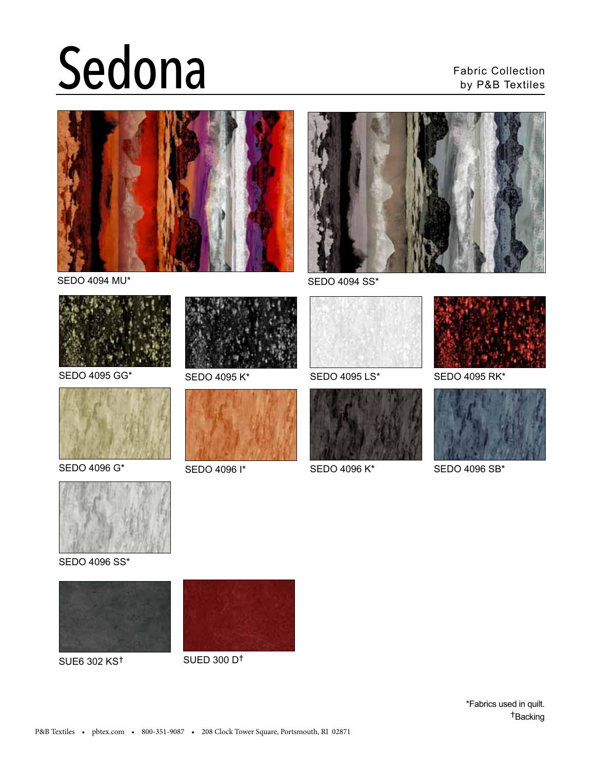# Sedona

Fabric Collection
by P&B Textiles

SEDO 4094 MU*

SEDO 4094 SS*

SEDO 4095 GG*

SEDO 4095 K*

SEDO 4095 LS*

SEDO 4095 RK*

SEDO 4096 G*

SEDO 4096 I*

SEDO 4096 K*

SEDO 4096 SB*

SEDO 4096 SS*

SUE6 302 KS†

SUED 300 D†

*Fabrics used in quilt.
†Backing

P&B Textiles • pbtex.com • 800-351-9087 • 208 Clock Tower Square, Portsmouth, RI 02871